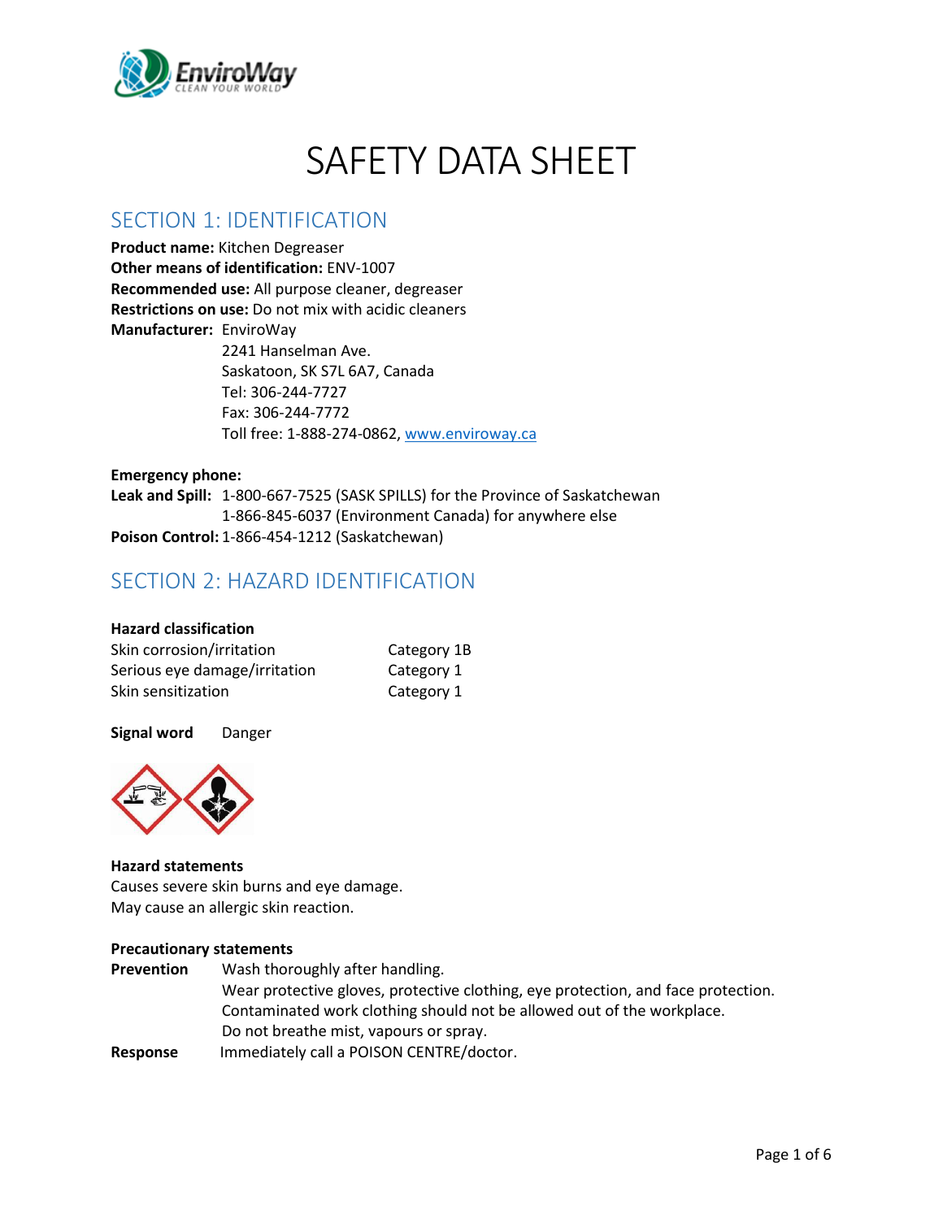# SAFETY DATA SHEET

## SECTION 1: IDENTIFICATION

**Product name:** Kitchen Degreaser
**Other means of identification:** ENV-1007
**Recommended use:** All purpose cleaner, degreaser
**Restrictions on use:** Do not mix with acidic cleaners
**Manufacturer:** EnviroWay
2241 Hanselman Ave.
Saskatoon, SK S7L 6A7, Canada
Tel: 306-244-7727
Fax: 306-244-7772
Toll free: 1-888-274-0862, www.enviroway.ca

**Emergency phone:**
**Leak and Spill:** 1-800-667-7525 (SASK SPILLS) for the Province of Saskatchewan
1-866-845-6037 (Environment Canada) for anywhere else
**Poison Control:** 1-866-454-1212 (Saskatchewan)

## SECTION 2: HAZARD IDENTIFICATION

**Hazard classification**

| | |
|---|---|
| Skin corrosion/irritation | Category 1B |
| Serious eye damage/irritation | Category 1 |
| Skin sensitization | Category 1 |

**Signal word** Danger

**Hazard statements**
Causes severe skin burns and eye damage.
May cause an allergic skin reaction.

**Precautionary statements**

**Prevention**
Wash thoroughly after handling.
Wear protective gloves, protective clothing, eye protection, and face protection.
Contaminated work clothing should not be allowed out of the workplace.
Do not breathe mist, vapours or spray.

**Response**
Immediately call a POISON CENTRE/doctor.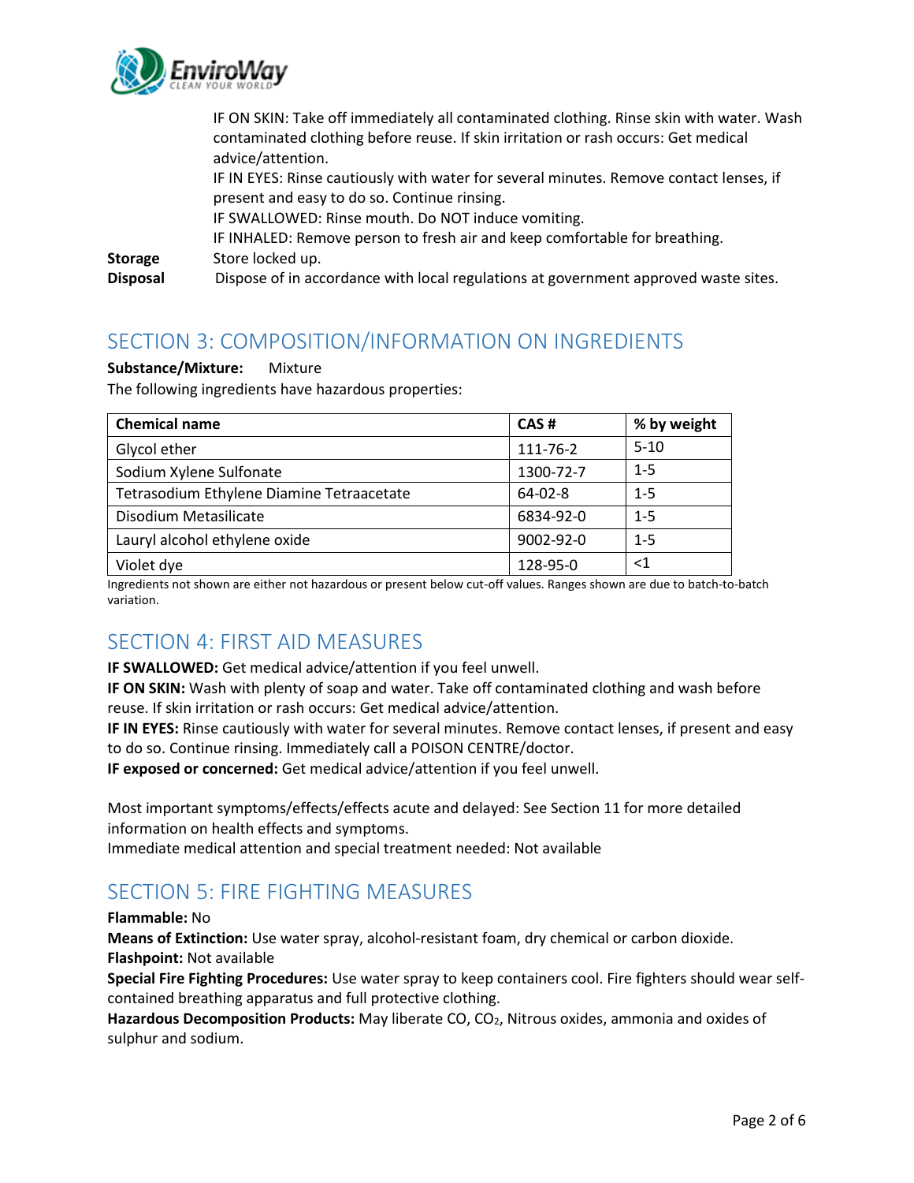IF ON SKIN: Take off immediately all contaminated clothing. Rinse skin with water. Wash contaminated clothing before reuse. If skin irritation or rash occurs: Get medical advice/attention.
IF IN EYES: Rinse cautiously with water for several minutes. Remove contact lenses, if present and easy to do so. Continue rinsing.
IF SWALLOWED: Rinse mouth. Do NOT induce vomiting.
IF INHALED: Remove person to fresh air and keep comfortable for breathing.

**Storage** Store locked up.

**Disposal** Dispose of in accordance with local regulations at government approved waste sites.

## SECTION 3: COMPOSITION/INFORMATION ON INGREDIENTS

**Substance/Mixture:** Mixture

The following ingredients have hazardous properties:

| Chemical name | CAS # | % by weight |
|---|---|---|
| Glycol ether | 111-76-2 | 5-10 |
| Sodium Xylene Sulfonate | 1300-72-7 | 1-5 |
| Tetrasodium Ethylene Diamine Tetraacetate | 64-02-8 | 1-5 |
| Disodium Metasilicate | 6834-92-0 | 1-5 |
| Lauryl alcohol ethylene oxide | 9002-92-0 | 1-5 |
| Violet dye | 128-95-0 | <1 |

Ingredients not shown are either not hazardous or present below cut-off values. Ranges shown are due to batch-to-batch variation.

## SECTION 4: FIRST AID MEASURES

**IF SWALLOWED:** Get medical advice/attention if you feel unwell.
**IF ON SKIN:** Wash with plenty of soap and water. Take off contaminated clothing and wash before reuse. If skin irritation or rash occurs: Get medical advice/attention.
**IF IN EYES:** Rinse cautiously with water for several minutes. Remove contact lenses, if present and easy to do so. Continue rinsing. Immediately call a POISON CENTRE/doctor.
**IF exposed or concerned:** Get medical advice/attention if you feel unwell.

Most important symptoms/effects/effects acute and delayed: See Section 11 for more detailed information on health effects and symptoms.
Immediate medical attention and special treatment needed: Not available

## SECTION 5: FIRE FIGHTING MEASURES

**Flammable:** No
**Means of Extinction:** Use water spray, alcohol-resistant foam, dry chemical or carbon dioxide.
**Flashpoint:** Not available
**Special Fire Fighting Procedures:** Use water spray to keep containers cool. Fire fighters should wear self-contained breathing apparatus and full protective clothing.
**Hazardous Decomposition Products:** May liberate CO, $CO_2$, Nitrous oxides, ammonia and oxides of sulphur and sodium.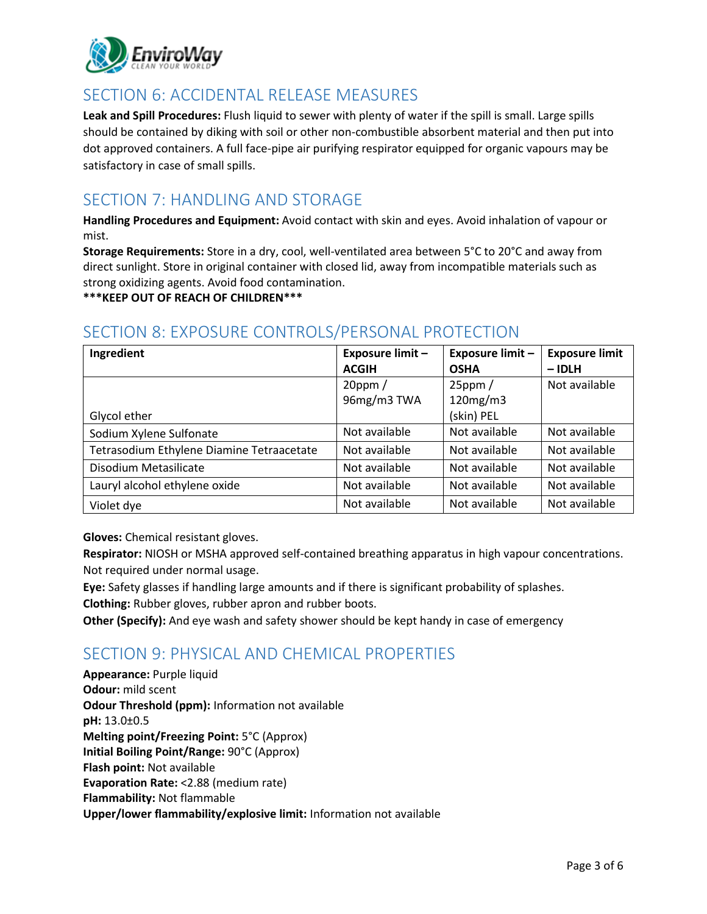## SECTION 6: ACCIDENTAL RELEASE MEASURES

**Leak and Spill Procedures:** Flush liquid to sewer with plenty of water if the spill is small. Large spills should be contained by diking with soil or other non-combustible absorbent material and then put into dot approved containers. A full face-pipe air purifying respirator equipped for organic vapours may be satisfactory in case of small spills.

## SECTION 7: HANDLING AND STORAGE

**Handling Procedures and Equipment:** Avoid contact with skin and eyes. Avoid inhalation of vapour or mist.

**Storage Requirements:** Store in a dry, cool, well-ventilated area between 5°C to 20°C and away from direct sunlight. Store in original container with closed lid, away from incompatible materials such as strong oxidizing agents. Avoid food contamination.

**\*\*\*KEEP OUT OF REACH OF CHILDREN\*\*\***

## SECTION 8: EXPOSURE CONTROLS/PERSONAL PROTECTION

| Ingredient | Exposure limit – ACGIH | Exposure limit – OSHA | Exposure limit – IDLH |
|---|---|---|---|
| Glycol ether | 20ppm / 96mg/m3 TWA | 25ppm / 120mg/m3 (skin) PEL | Not available |
| Sodium Xylene Sulfonate | Not available | Not available | Not available |
| Tetrasodium Ethylene Diamine Tetraacetate | Not available | Not available | Not available |
| Disodium Metasilicate | Not available | Not available | Not available |
| Lauryl alcohol ethylene oxide | Not available | Not available | Not available |
| Violet dye | Not available | Not available | Not available |

**Gloves:** Chemical resistant gloves.

**Respirator:** NIOSH or MSHA approved self-contained breathing apparatus in high vapour concentrations. Not required under normal usage.

**Eye:** Safety glasses if handling large amounts and if there is significant probability of splashes.

**Clothing:** Rubber gloves, rubber apron and rubber boots.

**Other (Specify):** And eye wash and safety shower should be kept handy in case of emergency

## SECTION 9: PHYSICAL AND CHEMICAL PROPERTIES

**Appearance:** Purple liquid
**Odour:** mild scent
**Odour Threshold (ppm):** Information not available
**pH:** 13.0±0.5
**Melting point/Freezing Point:** 5°C (Approx)
**Initial Boiling Point/Range:** 90°C (Approx)
**Flash point:** Not available
**Evaporation Rate:** <2.88 (medium rate)
**Flammability:** Not flammable
**Upper/lower flammability/explosive limit:** Information not available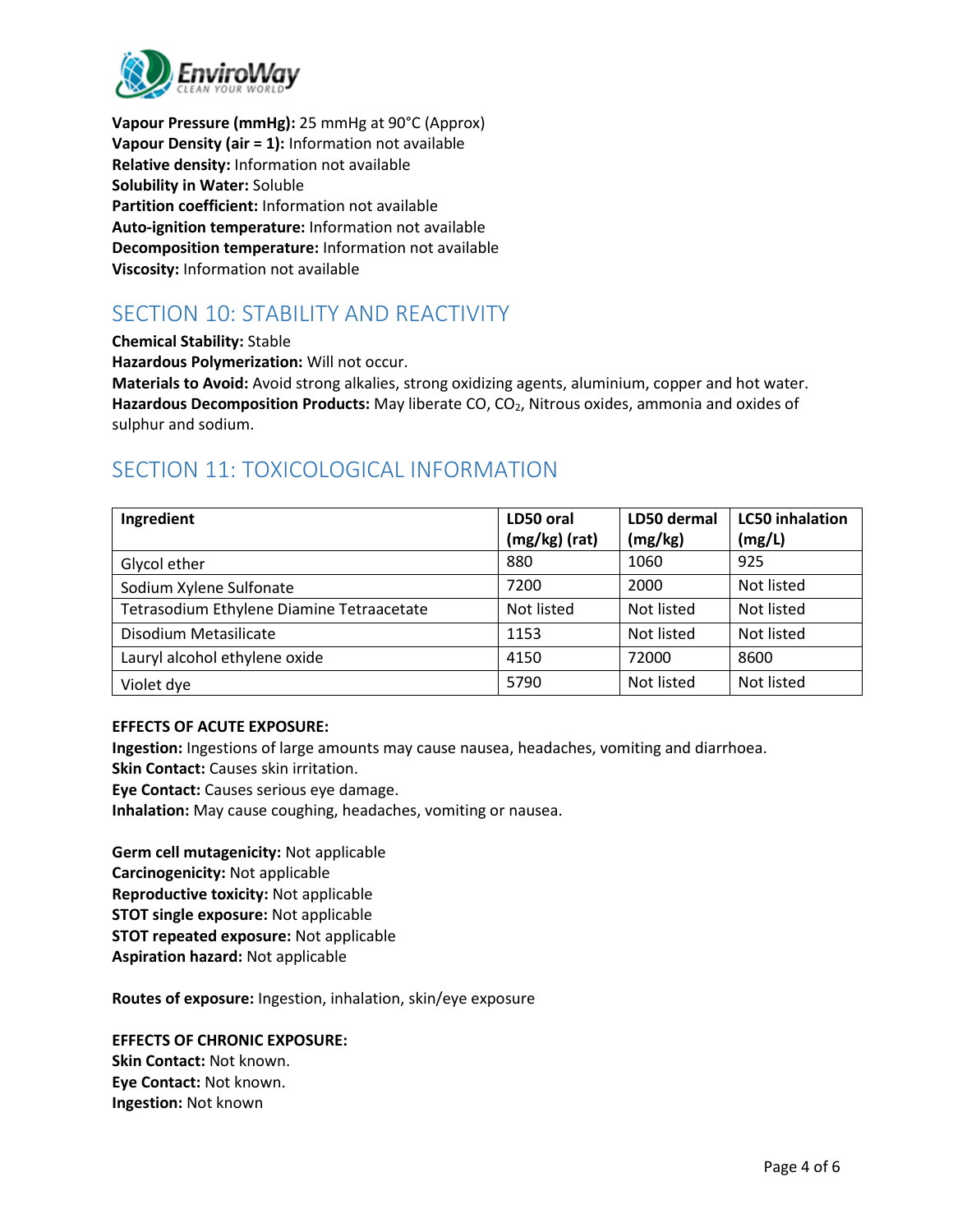**Vapour Pressure (mmHg):** 25 mmHg at 90°C (Approx)
**Vapour Density (air = 1):** Information not available
**Relative density:** Information not available
**Solubility in Water:** Soluble
**Partition coefficient:** Information not available
**Auto-ignition temperature:** Information not available
**Decomposition temperature:** Information not available
**Viscosity:** Information not available

## SECTION 10: STABILITY AND REACTIVITY

**Chemical Stability:** Stable
**Hazardous Polymerization:** Will not occur.
**Materials to Avoid:** Avoid strong alkalies, strong oxidizing agents, aluminium, copper and hot water.
**Hazardous Decomposition Products:** May liberate CO, $CO_2$, Nitrous oxides, ammonia and oxides of sulphur and sodium.

## SECTION 11: TOXICOLOGICAL INFORMATION

| Ingredient | LD50 oral (mg/kg) (rat) | LD50 dermal (mg/kg) | LC50 inhalation (mg/L) |
|---|---|---|---|
| Glycol ether | 880 | 1060 | 925 |
| Sodium Xylene Sulfonate | 7200 | 2000 | Not listed |
| Tetrasodium Ethylene Diamine Tetraacetate | Not listed | Not listed | Not listed |
| Disodium Metasilicate | 1153 | Not listed | Not listed |
| Lauryl alcohol ethylene oxide | 4150 | 72000 | 8600 |
| Violet dye | 5790 | Not listed | Not listed |

**EFFECTS OF ACUTE EXPOSURE:**
**Ingestion:** Ingestions of large amounts may cause nausea, headaches, vomiting and diarrhoea.
**Skin Contact:** Causes skin irritation.
**Eye Contact:** Causes serious eye damage.
**Inhalation:** May cause coughing, headaches, vomiting or nausea.

**Germ cell mutagenicity:** Not applicable
**Carcinogenicity:** Not applicable
**Reproductive toxicity:** Not applicable
**STOT single exposure:** Not applicable
**STOT repeated exposure:** Not applicable
**Aspiration hazard:** Not applicable

**Routes of exposure:** Ingestion, inhalation, skin/eye exposure

**EFFECTS OF CHRONIC EXPOSURE:**
**Skin Contact:** Not known.
**Eye Contact:** Not known.
**Ingestion:** Not known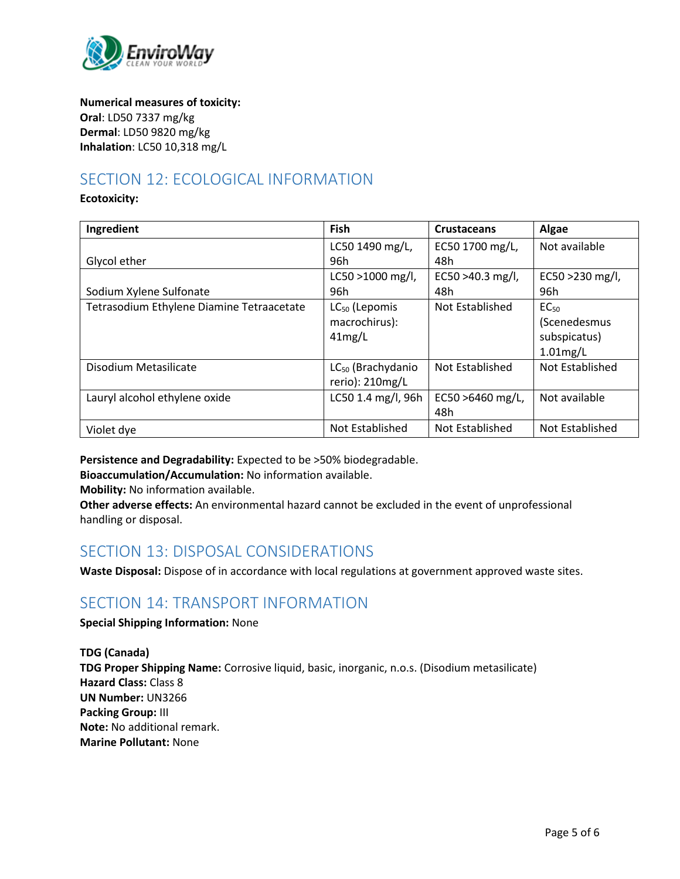**Numerical measures of toxicity:**
**Oral**: LD50 7337 mg/kg
**Dermal**: LD50 9820 mg/kg
**Inhalation**: LC50 10,318 mg/L

## SECTION 12: ECOLOGICAL INFORMATION

**Ecotoxicity:**

| Ingredient | Fish | Crustaceans | Algae |
|---|---|---|---|
| Glycol ether | LC50 1490 mg/L, 96h | EC50 1700 mg/L, 48h | Not available |
| Sodium Xylene Sulfonate | LC50 >1000 mg/l, 96h | EC50 >40.3 mg/l, 48h | EC50 >230 mg/l, 96h |
| Tetrasodium Ethylene Diamine Tetraacetate | $LC_{50}$ (Lepomis macrochirus): 41mg/L | Not Established | $EC_{50}$ (Scenedesmus subspicatus) 1.01mg/L |
| Disodium Metasilicate | $LC_{50}$ (Brachydanio rerio): 210mg/L | Not Established | Not Established |
| Lauryl alcohol ethylene oxide | LC50 1.4 mg/l, 96h | EC50 >6460 mg/L, 48h | Not available |
| Violet dye | Not Established | Not Established | Not Established |

**Persistence and Degradability:** Expected to be >50% biodegradable.
**Bioaccumulation/Accumulation:** No information available.
**Mobility:** No information available.
**Other adverse effects:** An environmental hazard cannot be excluded in the event of unprofessional handling or disposal.

## SECTION 13: DISPOSAL CONSIDERATIONS

**Waste Disposal:** Dispose of in accordance with local regulations at government approved waste sites.

## SECTION 14: TRANSPORT INFORMATION

**Special Shipping Information:** None

**TDG (Canada)**
**TDG Proper Shipping Name:** Corrosive liquid, basic, inorganic, n.o.s. (Disodium metasilicate)
**Hazard Class:** Class 8
**UN Number:** UN3266
**Packing Group:** III
**Note:** No additional remark.
**Marine Pollutant:** None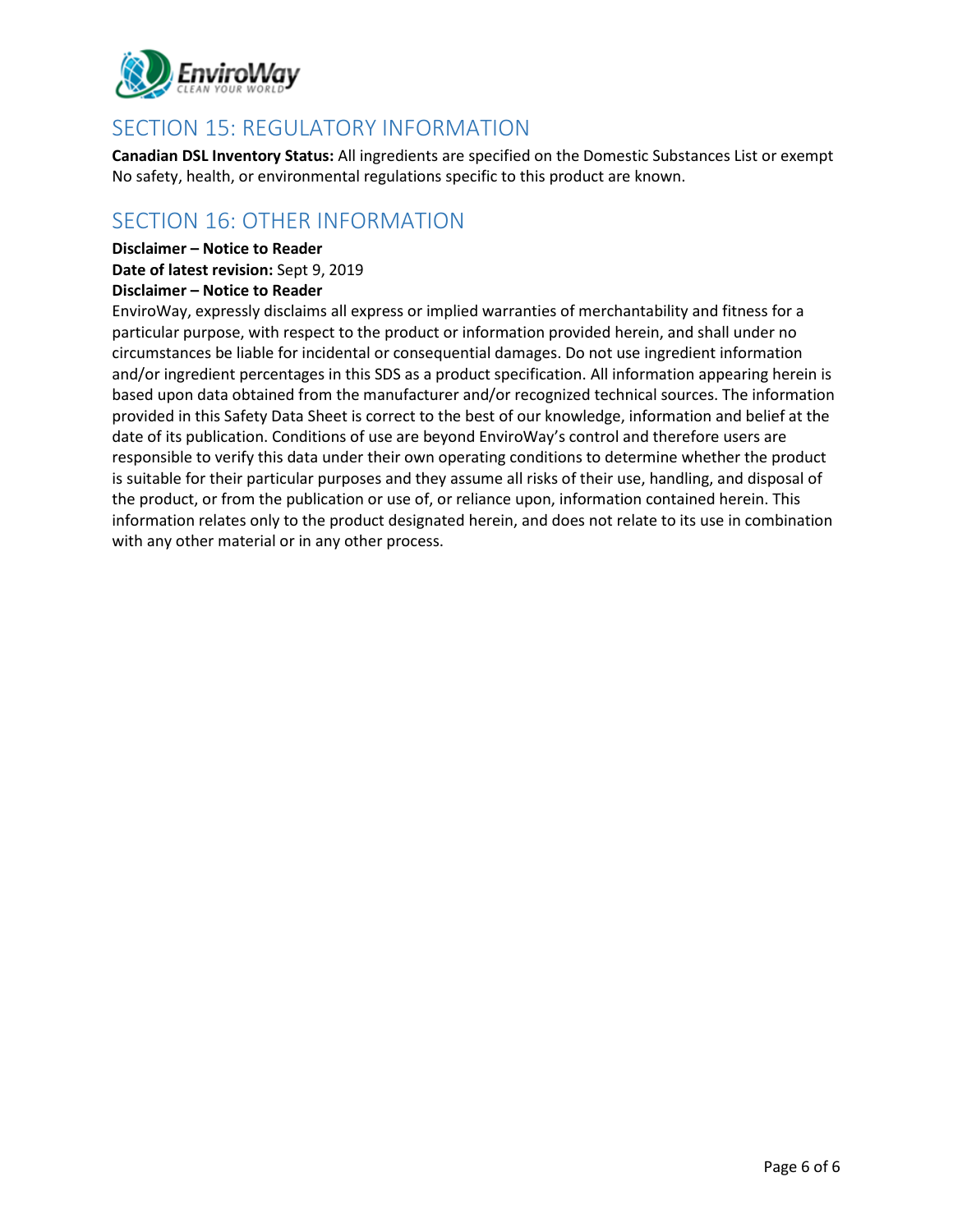## SECTION 15: REGULATORY INFORMATION

**Canadian DSL Inventory Status:** All ingredients are specified on the Domestic Substances List or exempt
No safety, health, or environmental regulations specific to this product are known.

## SECTION 16: OTHER INFORMATION

**Disclaimer – Notice to Reader**
**Date of latest revision:** Sept 9, 2019
**Disclaimer – Notice to Reader**
EnviroWay, expressly disclaims all express or implied warranties of merchantability and fitness for a particular purpose, with respect to the product or information provided herein, and shall under no circumstances be liable for incidental or consequential damages. Do not use ingredient information and/or ingredient percentages in this SDS as a product specification. All information appearing herein is based upon data obtained from the manufacturer and/or recognized technical sources. The information provided in this Safety Data Sheet is correct to the best of our knowledge, information and belief at the date of its publication. Conditions of use are beyond EnviroWay's control and therefore users are responsible to verify this data under their own operating conditions to determine whether the product is suitable for their particular purposes and they assume all risks of their use, handling, and disposal of the product, or from the publication or use of, or reliance upon, information contained herein. This information relates only to the product designated herein, and does not relate to its use in combination with any other material or in any other process.